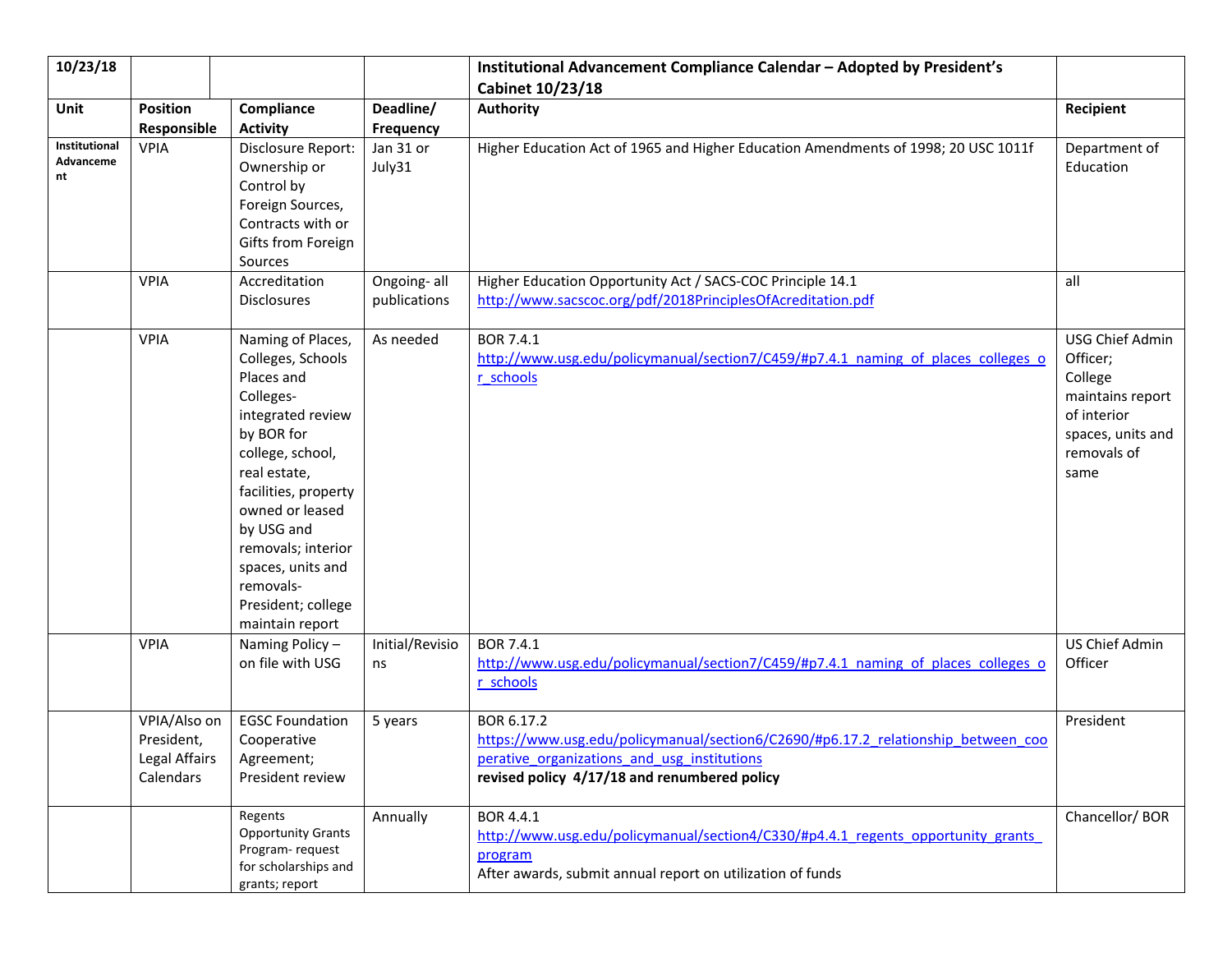| 10/23/18 | | | | Institutional Advancement Compliance Calendar – Adopted by President's Cabinet 10/23/18 | |
|---|---|---|---|---|---|
| **Unit** | **Position Responsible** | **Compliance Activity** | **Deadline/ Frequency** | **Authority** | **Recipient** |
| **Institutional Advancement** | VPIA | Disclosure Report: Ownership or Control by Foreign Sources, Contracts with or Gifts from Foreign Sources | Jan 31 or July31 | Higher Education Act of 1965 and Higher Education Amendments of 1998; 20 USC 1011f | Department of Education |
| | VPIA | Accreditation Disclosures | Ongoing- all publications | Higher Education Opportunity Act / SACS-COC Principle 14.1 http://www.sacscoc.org/pdf/2018PrinciplesOfAcreditation.pdf | all |
| | VPIA | Naming of Places, Colleges, Schools Places and Colleges- integrated review by BOR for college, school, real estate, facilities, property owned or leased by USG and removals; interior spaces, units and removals- President; college maintain report | As needed | BOR 7.4.1 http://www.usg.edu/policymanual/section7/C459/#p7.4.1_naming_of_places_colleges_or_schools | USG Chief Admin Officer; College maintains report of interior spaces, units and removals of same |
| | VPIA | Naming Policy – on file with USG | Initial/Revisions | BOR 7.4.1 http://www.usg.edu/policymanual/section7/C459/#p7.4.1_naming_of_places_colleges_or_schools | US Chief Admin Officer |
| | VPIA/Also on President, Legal Affairs Calendars | EGSC Foundation Cooperative Agreement; President review | 5 years | BOR 6.17.2 https://www.usg.edu/policymanual/section6/C2690/#p6.17.2_relationship_between_cooperative_organizations_and_usg_institutions **revised policy 4/17/18 and renumbered policy** | President |
| | | Regents Opportunity Grants Program- request for scholarships and grants; report | Annually | BOR 4.4.1 http://www.usg.edu/policymanual/section4/C330/#p4.4.1_regents_opportunity_grants_program After awards, submit annual report on utilization of funds | Chancellor/ BOR |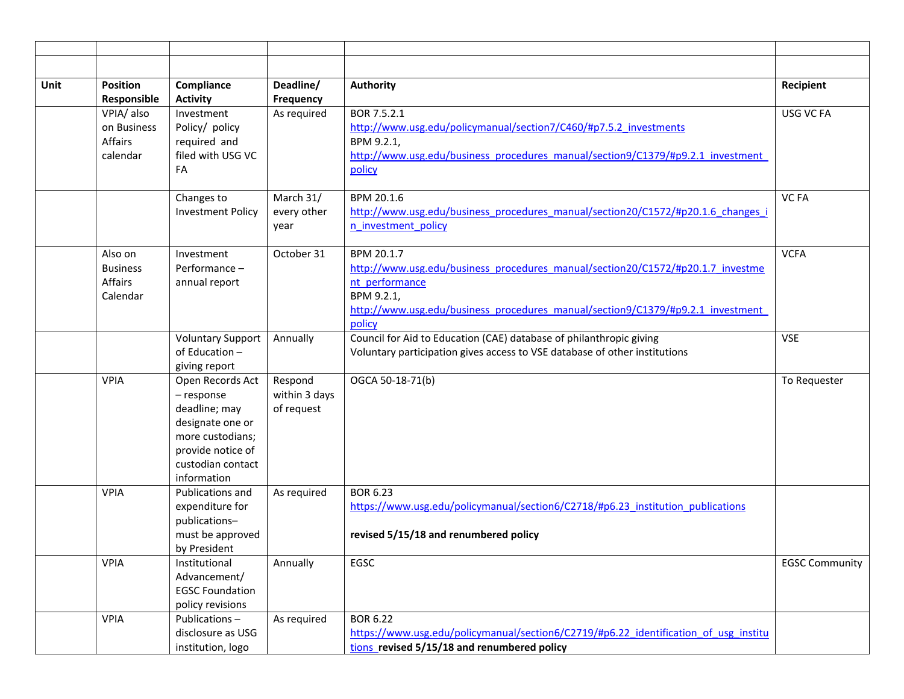| | | | | | |
|---|---|---|---|---|---|
| | | | | | |
| Unit | Position Responsible | Compliance Activity | Deadline/ Frequency | Authority | Recipient |
| | VPIA/ also on Business Affairs calendar | Investment Policy/ policy required and filed with USG VC FA | As required | BOR 7.5.2.1 http://www.usg.edu/policymanual/section7/C460/#p7.5.2_investments BPM 9.2.1, http://www.usg.edu/business_procedures_manual/section9/C1379/#p9.2.1_investment_policy | USG VC FA |
| | | Changes to Investment Policy | March 31/ every other year | BPM 20.1.6 http://www.usg.edu/business_procedures_manual/section20/C1572/#p20.1.6_changes_in_investment_policy | VC FA |
| | Also on Business Affairs Calendar | Investment Performance – annual report | October 31 | BPM 20.1.7 http://www.usg.edu/business_procedures_manual/section20/C1572/#p20.1.7_investment_performance BPM 9.2.1, http://www.usg.edu/business_procedures_manual/section9/C1379/#p9.2.1_investment_policy | VCFA |
| | | Voluntary Support of Education – giving report | Annually | Council for Aid to Education (CAE) database of philanthropic giving Voluntary participation gives access to VSE database of other institutions | VSE |
| | VPIA | Open Records Act – response deadline; may designate one or more custodians; provide notice of custodian contact information | Respond within 3 days of request | OGCA 50-18-71(b) | To Requester |
| | VPIA | Publications and expenditure for publications– must be approved by President | As required | BOR 6.23 https://www.usg.edu/policymanual/section6/C2718/#p6.23_institution_publications **revised 5/15/18 and renumbered policy** | |
| | VPIA | Institutional Advancement/ EGSC Foundation policy revisions | Annually | EGSC | EGSC Community |
| | VPIA | Publications – disclosure as USG institution, logo | As required | BOR 6.22 https://www.usg.edu/policymanual/section6/C2719/#p6.22_identification_of_usg_institutions_ **revised 5/15/18 and renumbered policy** | |